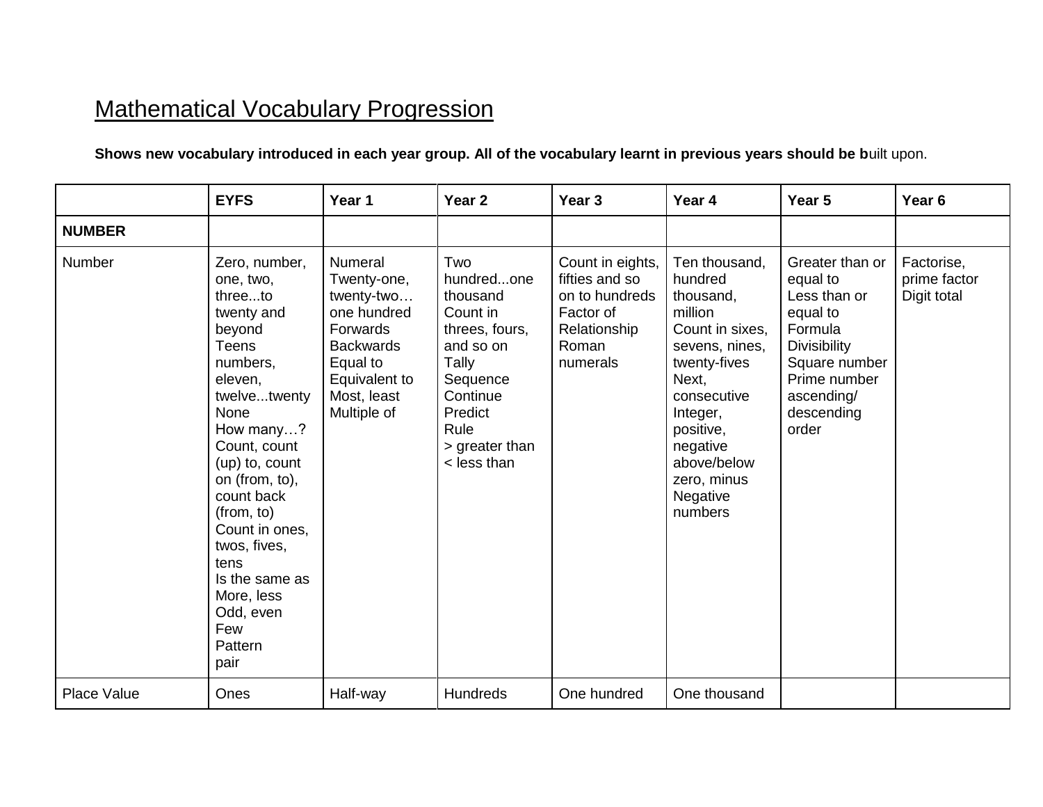# Mathematical Vocabulary Progression

**Shows new vocabulary introduced in each year group. All of the vocabulary learnt in previous years should be b**uilt upon.

| | EYFS | Year 1 | Year 2 | Year 3 | Year 4 | Year 5 | Year 6 |
|---|---|---|---|---|---|---|---|
| **NUMBER** | | | | | | | |
| Number | Zero, number, one, two, three...to twenty and beyond<br>Teens numbers, eleven, twelve...twenty<br>None<br>How many…?<br>Count, count (up) to, count on (from, to), count back (from, to)<br>Count in ones, twos, fives, tens<br>Is the same as<br>More, less<br>Odd, even<br>Few<br>Pattern<br>pair | Numeral<br>Twenty-one, twenty-two… one hundred<br>Forwards<br>Backwards<br>Equal to<br>Equivalent to<br>Most, least<br>Multiple of | Two hundred...one thousand<br>Count in threes, fours, and so on<br>Tally<br>Sequence<br>Continue<br>Predict<br>Rule<br>> greater than<br>< less than | Count in eights, fifties and so on to hundreds<br>Factor of<br>Relationship<br>Roman numerals | Ten thousand, hundred thousand, million<br>Count in sixes, sevens, nines, twenty-fives<br>Next, consecutive<br>Integer, positive, negative<br>above/below zero, minus<br>Negative numbers | Greater than or equal to<br>Less than or equal to<br>Formula<br>Divisibility<br>Square number<br>Prime number<br>ascending/ descending order | Factorise, prime factor<br>Digit total |
| Place Value | Ones | Half-way | Hundreds | One hundred | One thousand | | |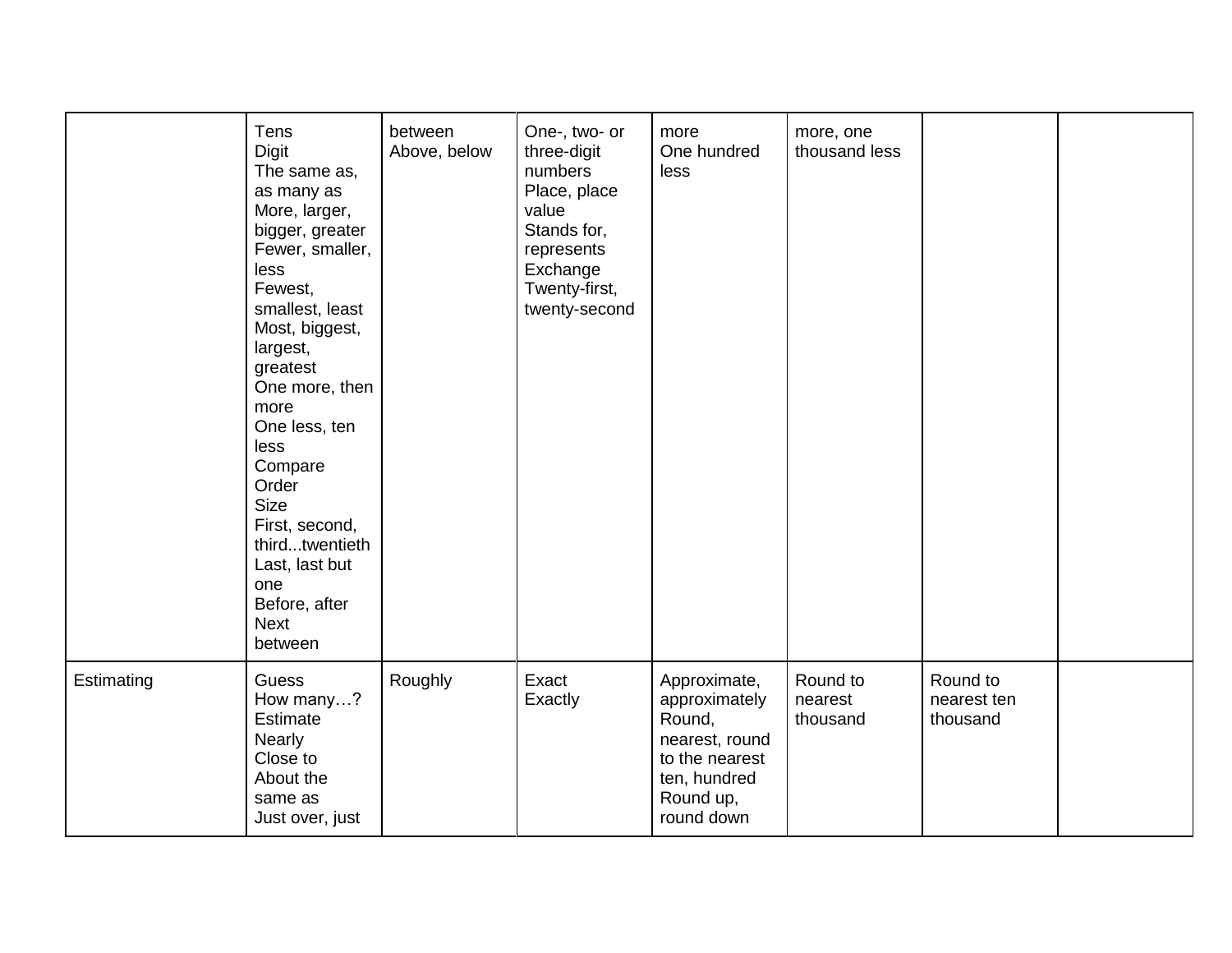| | | | | | | | |
|---|---|---|---|---|---|---|---|
| | Tens<br>Digit<br>The same as, as many as<br>More, larger, bigger, greater<br>Fewer, smaller, less<br>Fewest, smallest, least<br>Most, biggest, largest, greatest<br>One more, then more<br>One less, ten less<br>Compare<br>Order<br>Size<br>First, second, third...twentieth<br>Last, last but one<br>Before, after<br>Next<br>between | between<br>Above, below | One-, two- or three-digit numbers<br>Place, place value<br>Stands for, represents<br>Exchange<br>Twenty-first, twenty-second | more<br>One hundred less | more, one thousand less | | |
| Estimating | Guess<br>How many…?<br>Estimate<br>Nearly<br>Close to<br>About the same as<br>Just over, just | Roughly | Exact<br>Exactly | Approximate, approximately<br>Round, nearest, round to the nearest ten, hundred<br>Round up, round down | Round to nearest thousand | Round to nearest ten thousand | |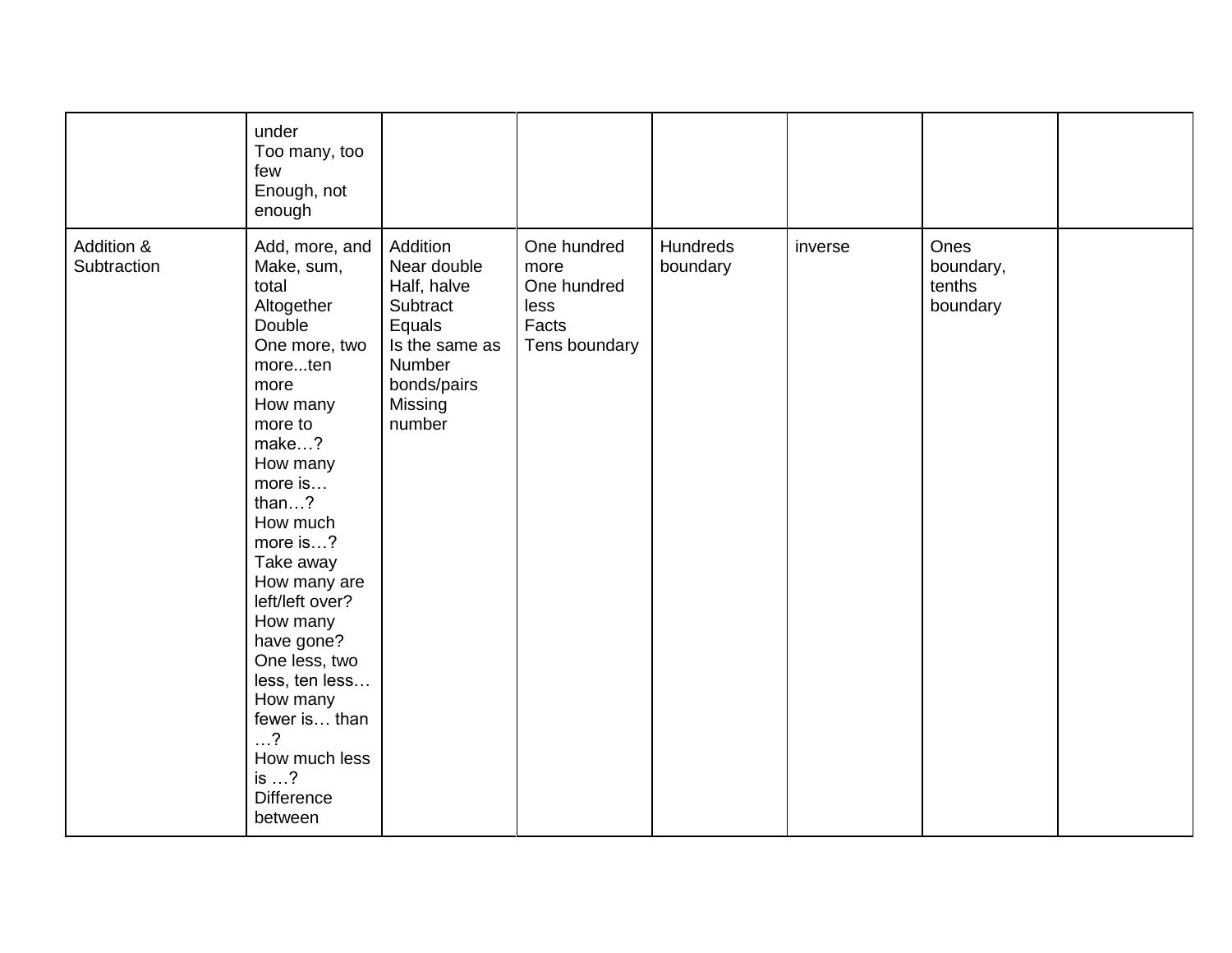|  |  |  |  |  |  |  |  |
|---|---|---|---|---|---|---|---|
|  | under<br>Too many, too few<br>Enough, not enough |  |  |  |  |  |  |
| Addition & Subtraction | Add, more, and<br>Make, sum, total<br>Altogether<br>Double<br>One more, two more...ten more<br>How many more to make…?<br>How many more is… than…?<br>How much more is…?<br>Take away<br>How many are left/left over?<br>How many have gone?<br>One less, two less, ten less…<br>How many fewer is… than …?<br>How much less is …?<br>Difference between | Addition<br>Near double<br>Half, halve<br>Subtract<br>Equals<br>Is the same as<br>Number bonds/pairs<br>Missing number | One hundred more<br>One hundred less<br>Facts<br>Tens boundary | Hundreds boundary | inverse | Ones boundary, tenths boundary |  |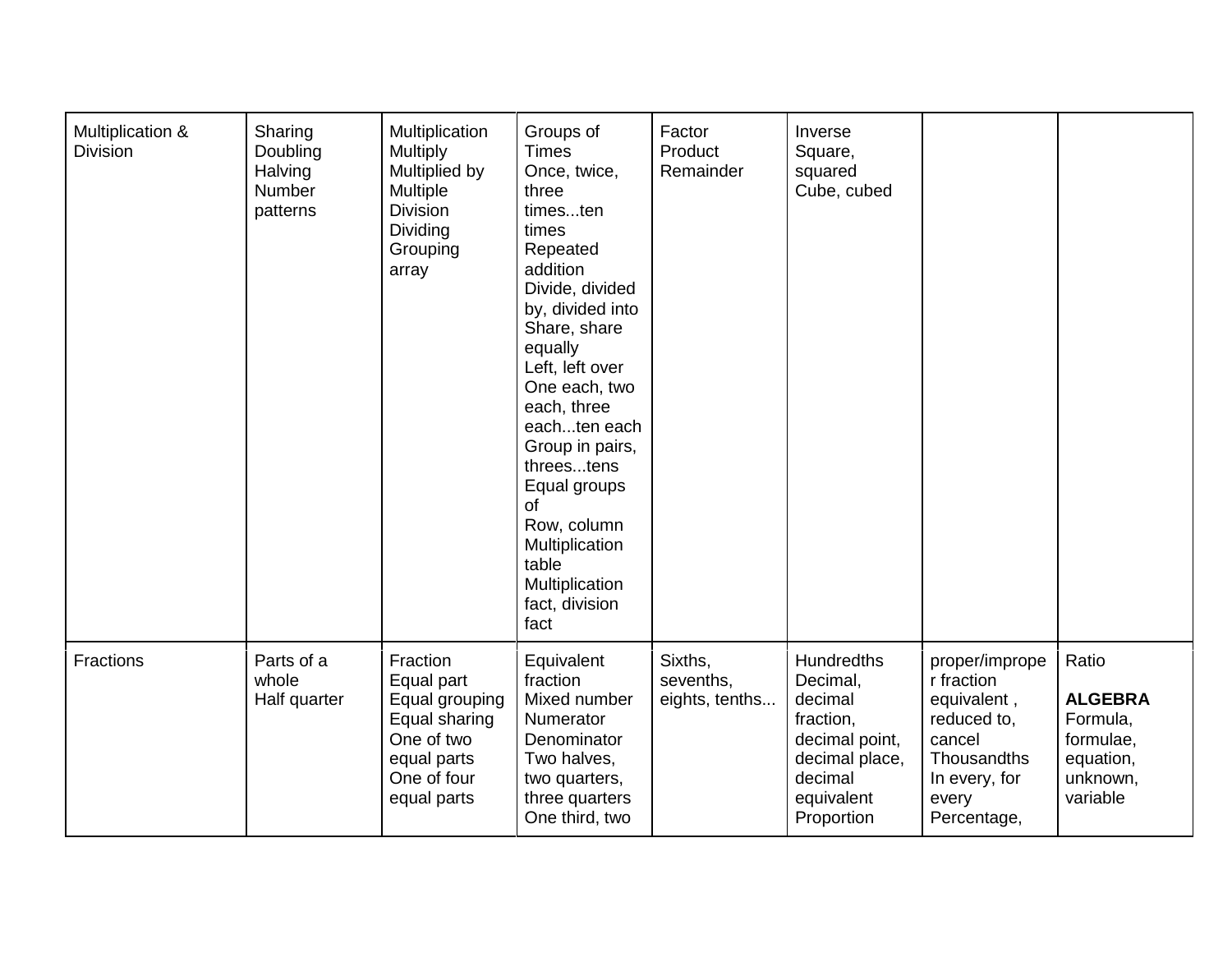| Multiplication & Division | Sharing<br>Doubling<br>Halving<br>Number patterns | Multiplication<br>Multiply<br>Multiplied by<br>Multiple<br>Division<br>Dividing<br>Grouping<br>array | Groups of<br>Times<br>Once, twice, three times...ten times<br>Repeated addition<br>Divide, divided by, divided into<br>Share, share equally<br>Left, left over<br>One each, two each, three each...ten each<br>Group in pairs, threes...tens<br>Equal groups of<br>Row, column<br>Multiplication table<br>Multiplication fact, division fact | Factor<br>Product<br>Remainder | Inverse<br>Square, squared<br>Cube, cubed | | |
|---|---|---|---|---|---|---|---|
| Fractions | Parts of a whole<br>Half quarter | Fraction<br>Equal part<br>Equal grouping<br>Equal sharing<br>One of two equal parts<br>One of four equal parts | Equivalent fraction<br>Mixed number<br>Numerator<br>Denominator<br>Two halves, two quarters, three quarters<br>One third, two | Sixths, sevenths, eights, tenths... | Hundredths<br>Decimal, decimal fraction, decimal point, decimal place, decimal equivalent<br>Proportion | proper/improper fraction<br>equivalent , reduced to, cancel<br>Thousandths<br>In every, for every<br>Percentage, | Ratio<br><br>**ALGEBRA**<br>Formula, formulae, equation, unknown, variable |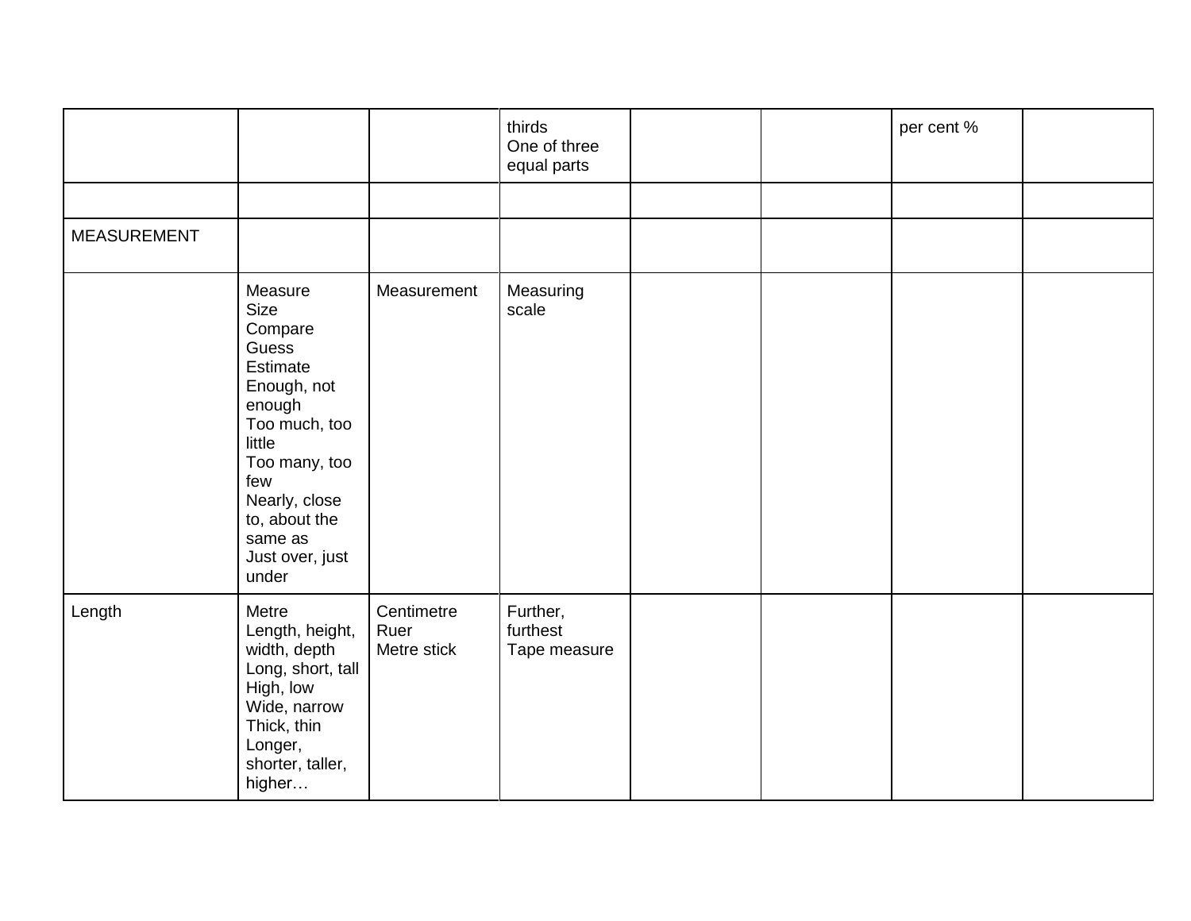| | | | | | | | | |
|---|---|---|---|---|---|---|---|---|
| | | | thirds<br>One of three equal parts | | | per cent % | | |
| | | | | | | | | |
| MEASUREMENT | | | | | | | | |
| | Measure<br>Size<br>Compare<br>Guess<br>Estimate<br>Enough, not enough<br>Too much, too little<br>Too many, too few<br>Nearly, close to, about the same as<br>Just over, just under | Measurement | Measuring scale | | | | | |
| Length | Metre<br>Length, height, width, depth<br>Long, short, tall<br>High, low<br>Wide, narrow<br>Thick, thin<br>Longer, shorter, taller, higher… | Centimetre<br>Ruer<br>Metre stick | Further, furthest<br>Tape measure | | | | | |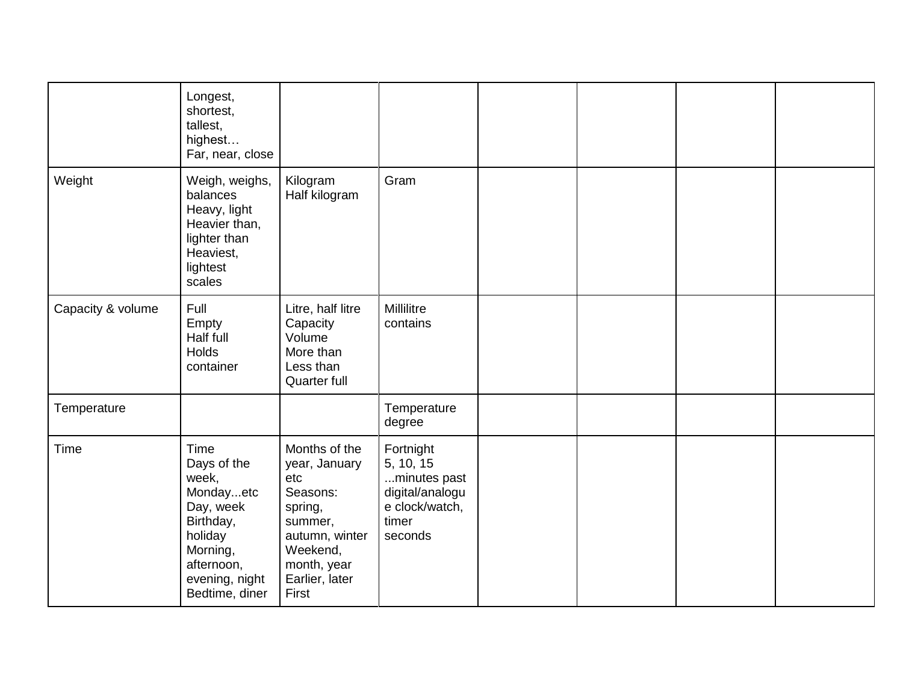| | | | | | | | |
|---|---|---|---|---|---|---|---|
| | Longest, shortest, tallest, highest… Far, near, close | | | | | | |
| Weight | Weigh, weighs, balances Heavy, light Heavier than, lighter than Heaviest, lightest scales | Kilogram Half kilogram | Gram | | | | |
| Capacity & volume | Full Empty Half full Holds container | Litre, half litre Capacity Volume More than Less than Quarter full | Millilitre contains | | | | |
| Temperature | | | Temperature degree | | | | |
| Time | Time Days of the week, Monday...etc Day, week Birthday, holiday Morning, afternoon, evening, night Bedtime, diner | Months of the year, January etc Seasons: spring, summer, autumn, winter Weekend, month, year Earlier, later First | Fortnight 5, 10, 15 ...minutes past digital/analogue clock/watch, timer seconds | | | | |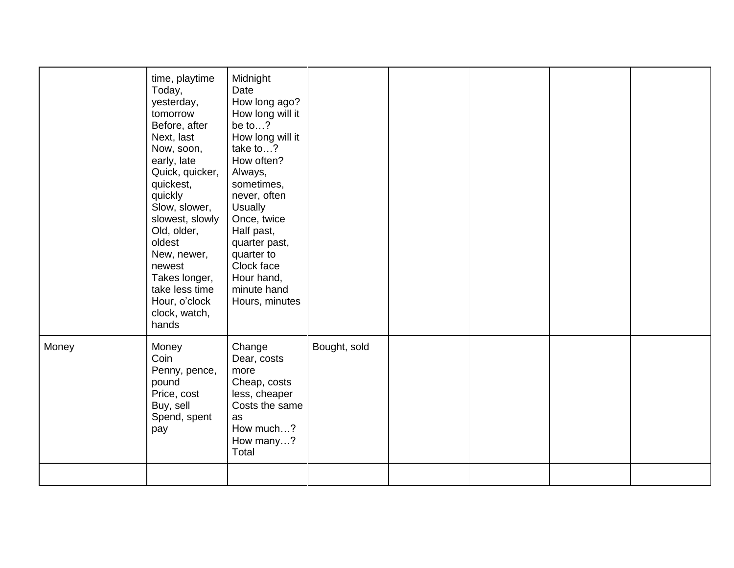| | | | | | | | |
|---|---|---|---|---|---|---|---|
| | time, playtime<br>Today, yesterday, tomorrow<br>Before, after<br>Next, last<br>Now, soon, early, late<br>Quick, quicker, quickest, quickly<br>Slow, slower, slowest, slowly<br>Old, older, oldest<br>New, newer, newest<br>Takes longer, take less time<br>Hour, o'clock clock, watch, hands | Midnight<br>Date<br>How long ago?<br>How long will it be to…?<br>How long will it take to…?<br>How often?<br>Always, sometimes, never, often<br>Usually<br>Once, twice<br>Half past, quarter past, quarter to<br>Clock face<br>Hour hand, minute hand<br>Hours, minutes | | | | | |
| Money | Money<br>Coin<br>Penny, pence, pound<br>Price, cost<br>Buy, sell<br>Spend, spent pay | Change<br>Dear, costs more<br>Cheap, costs less, cheaper<br>Costs the same as<br>How much…?<br>How many…?<br>Total | Bought, sold | | | | |
| | | | | | | | |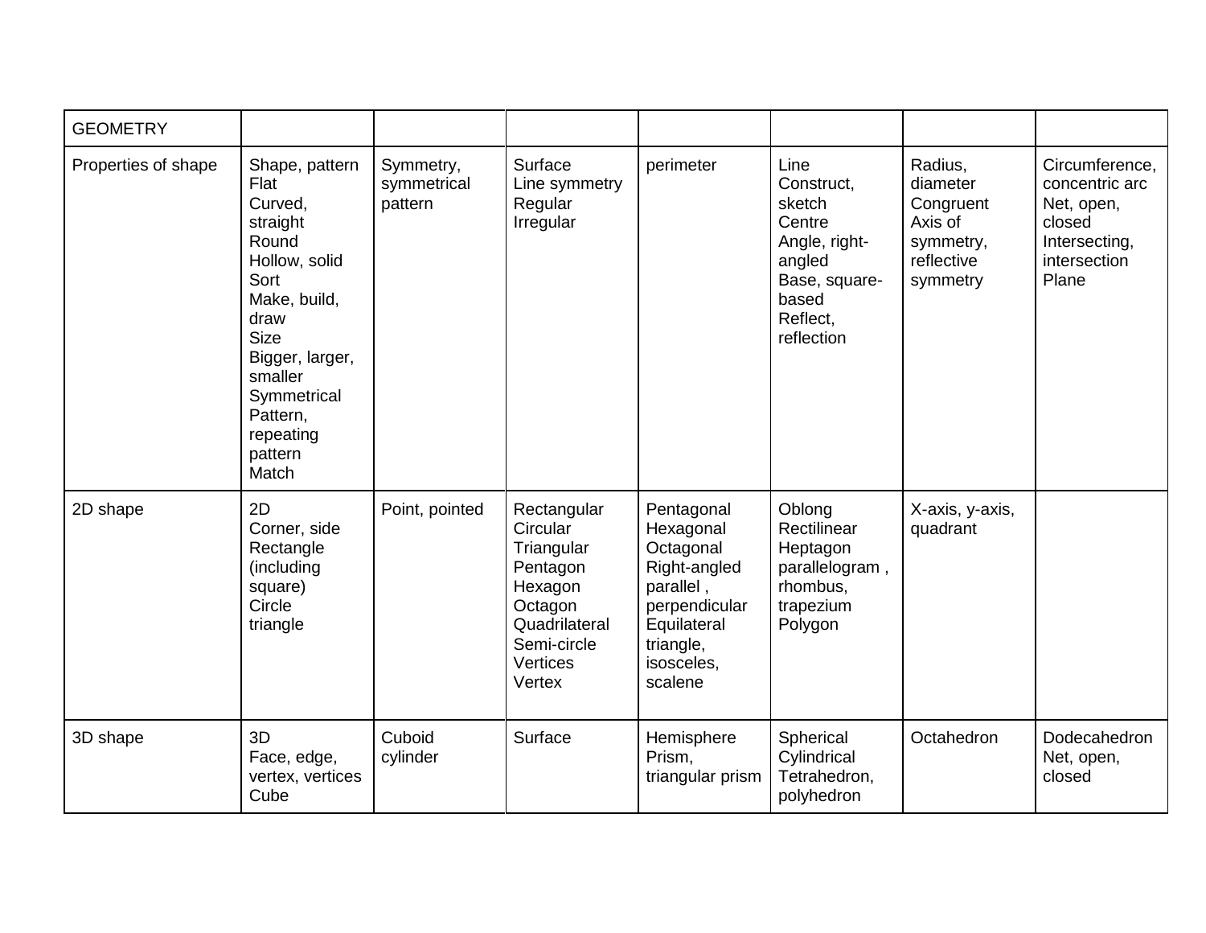| GEOMETRY | | | | | | | |
|---|---|---|---|---|---|---|---|
| Properties of shape | Shape, pattern<br>Flat<br>Curved, straight<br>Round<br>Hollow, solid<br>Sort<br>Make, build, draw<br>Size<br>Bigger, larger, smaller<br>Symmetrical<br>Pattern, repeating pattern<br>Match | Symmetry, symmetrical pattern | Surface<br>Line symmetry<br>Regular<br>Irregular | perimeter | Line<br>Construct, sketch<br>Centre<br>Angle, right-angled<br>Base, square-based<br>Reflect, reflection | Radius, diameter<br>Congruent<br>Axis of symmetry, reflective symmetry | Circumference, concentric arc<br>Net, open, closed<br>Intersecting, intersection<br>Plane |
| 2D shape | 2D<br>Corner, side<br>Rectangle (including square)<br>Circle<br>triangle | Point, pointed | Rectangular<br>Circular<br>Triangular<br>Pentagon<br>Hexagon<br>Octagon<br>Quadrilateral<br>Semi-circle<br>Vertices<br>Vertex | Pentagonal<br>Hexagonal<br>Octagonal<br>Right-angled<br>parallel ,<br>perpendicular<br>Equilateral triangle, isosceles, scalene | Oblong<br>Rectilinear<br>Heptagon<br>parallelogram , rhombus, trapezium<br>Polygon | X-axis, y-axis, quadrant | |
| 3D shape | 3D<br>Face, edge, vertex, vertices<br>Cube | Cuboid<br>cylinder | Surface | Hemisphere<br>Prism, triangular prism | Spherical<br>Cylindrical<br>Tetrahedron, polyhedron | Octahedron | Dodecahedron<br>Net, open, closed |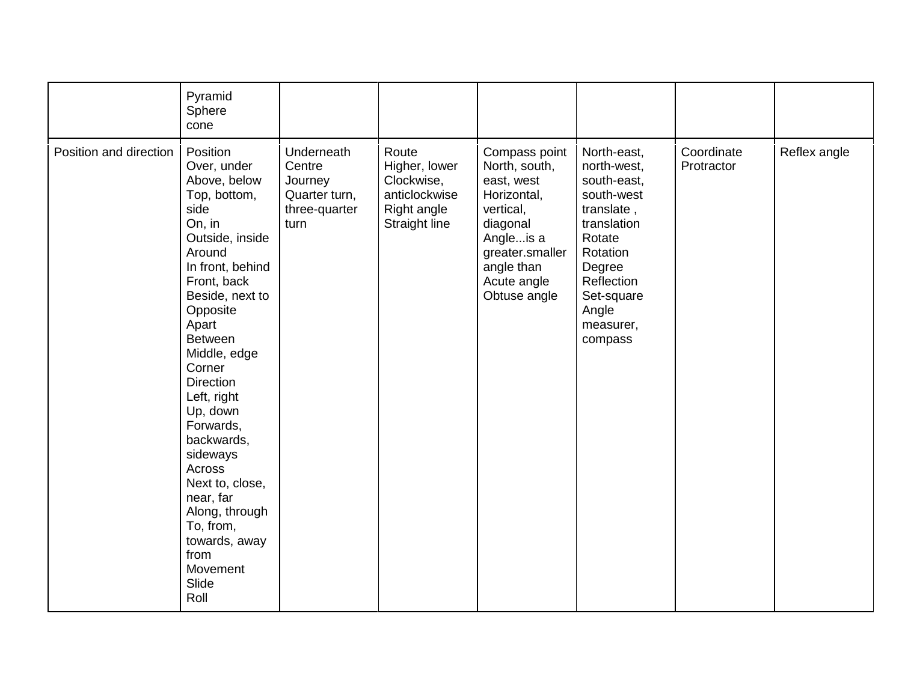| | | | | | | | |
|---|---|---|---|---|---|---|---|
| | Pyramid<br>Sphere<br>cone | | | | | | |
| Position and direction | Position<br>Over, under<br>Above, below<br>Top, bottom, side<br>On, in<br>Outside, inside<br>Around<br>In front, behind<br>Front, back<br>Beside, next to<br>Opposite<br>Apart<br>Between<br>Middle, edge<br>Corner<br>Direction<br>Left, right<br>Up, down<br>Forwards, backwards, sideways<br>Across<br>Next to, close, near, far<br>Along, through<br>To, from, towards, away from<br>Movement<br>Slide<br>Roll | Underneath<br>Centre<br>Journey<br>Quarter turn, three-quarter turn | Route<br>Higher, lower<br>Clockwise, anticlockwise<br>Right angle<br>Straight line | Compass point<br>North, south, east, west<br>Horizontal, vertical, diagonal<br>Angle...is a greater.smaller angle than<br>Acute angle<br>Obtuse angle | North-east, north-west, south-east, south-west<br>translate , translation<br>Rotate<br>Rotation<br>Degree<br>Reflection<br>Set-square<br>Angle measurer, compass | Coordinate<br>Protractor | Reflex angle |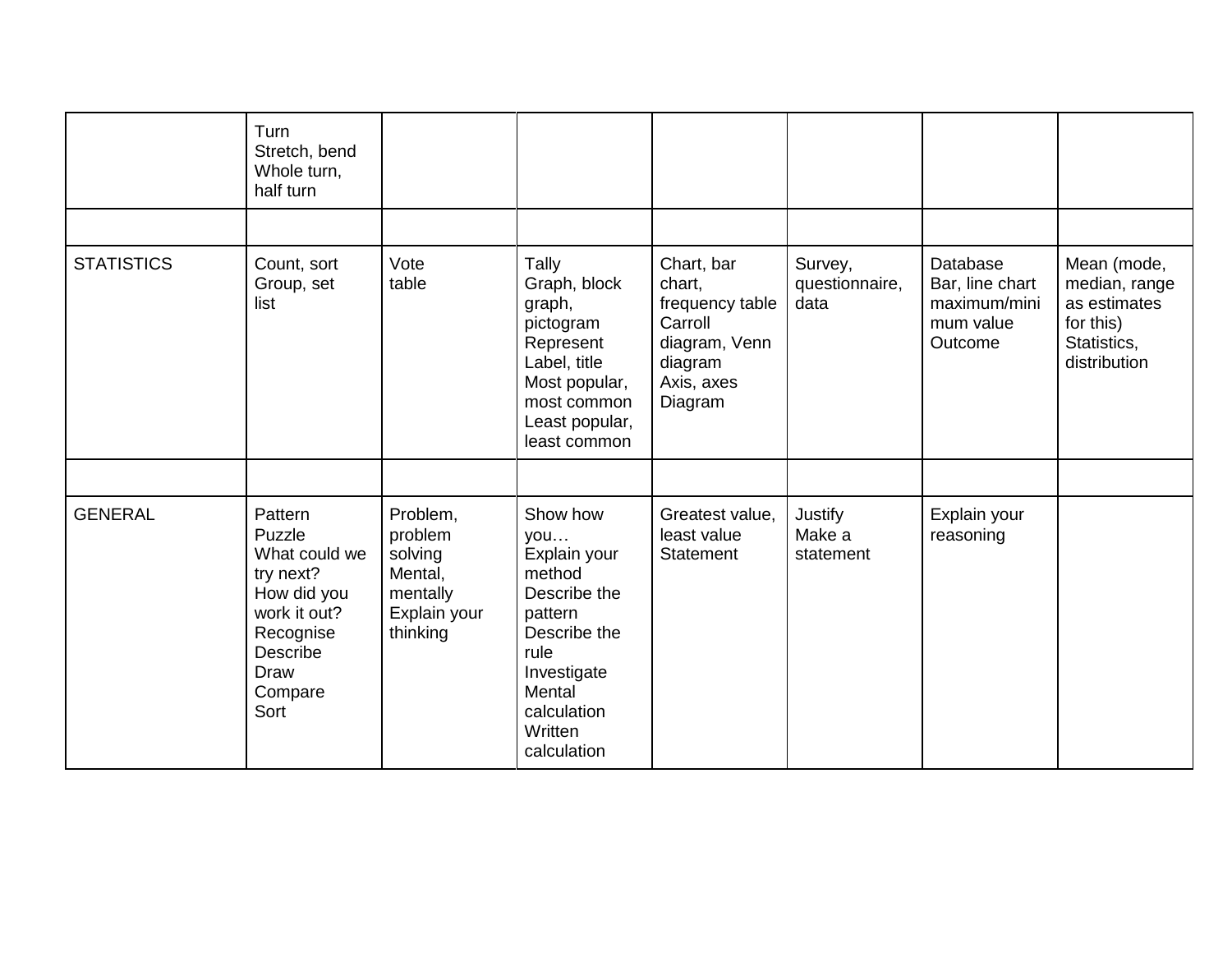| | | | | | | | |
|---|---|---|---|---|---|---|---|
| | Turn<br>Stretch, bend<br>Whole turn, half turn | | | | | | |
| | | | | | | | |
| STATISTICS | Count, sort<br>Group, set<br>list | Vote<br>table | Tally<br>Graph, block graph, pictogram<br>Represent<br>Label, title<br>Most popular, most common<br>Least popular, least common | Chart, bar chart, frequency table<br>Carroll diagram, Venn diagram<br>Axis, axes<br>Diagram | Survey, questionnaire, data | Database<br>Bar, line chart<br>maximum/minimum value<br>Outcome | Mean (mode, median, range as estimates for this)<br>Statistics, distribution |
| | | | | | | | |
| GENERAL | Pattern<br>Puzzle<br>What could we try next?<br>How did you work it out?<br>Recognise<br>Describe<br>Draw<br>Compare<br>Sort | Problem, problem solving<br>Mental, mentally<br>Explain your thinking | Show how you…<br>Explain your method<br>Describe the pattern<br>Describe the rule<br>Investigate<br>Mental calculation<br>Written calculation | Greatest value, least value<br>Statement | Justify<br>Make a statement | Explain your reasoning | |